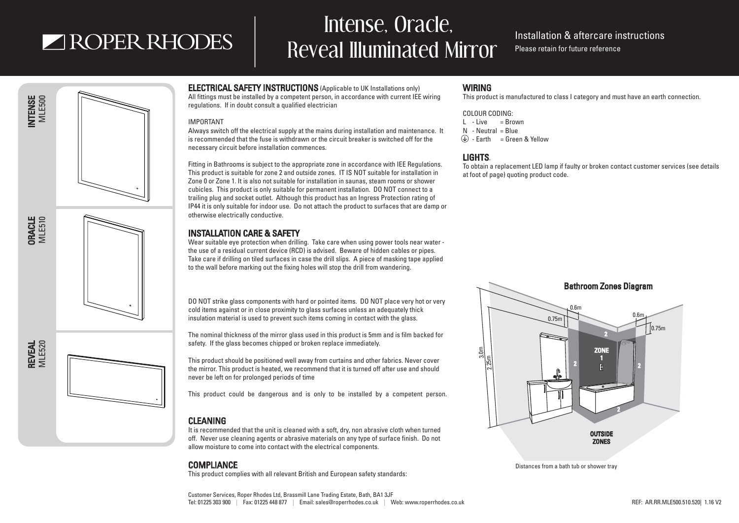# ROPER RHODES

# Intense, Oracle, Reveal Illuminated Mirror

Installation & aftercare instructions

Please retain for future reference

**INTENSE** MLE500

**ORACLE** MLE510

**REVEAL** MLE520

## ELECTRICAL SAFETY INSTRUCTIONS (Applicable to UK Installations only)

All fittings must be installed by a competent person, in accordance with current IEE wiring regulations. If in doubt consult a qualified electrician

IMPORTANT

Always switch off the electrical supply at the mains during installation and maintenance. It is recommended that the fuse is withdrawn or the circuit breaker is switched off for the necessary circuit before installation commences.

Fitting in Bathrooms is subject to the appropriate zone in accordance with IEE Regulations. This product is suitable for zone 2 and outside zones. IT IS NOT suitable for installation in Zone 0 or Zone 1. It is also not suitable for installation in saunas, steam rooms or shower cubicles. This product is only suitable for permanent installation. DO NOT connect to a trailing plug and socket outlet. Although this product has an Ingress Protection rating of IP44 it is only suitable for indoor use. Do not attach the product to surfaces that are damp or otherwise electrically conductive.

## INSTALLATION CARE & SAFETY

Wear suitable eye protection when drilling. Take care when using power tools near water - the use of a residual current device (RCD) is advised. Beware of hidden cables or pipes. Take care if drilling on tiled surfaces in case the drill slips. A piece of masking tape applied to the wall before marking out the fixing holes will stop the drill from wandering.

DO NOT strike glass components with hard or pointed items. DO NOT place very hot or very cold items against or in close proximity to glass surfaces unless an adequately thick insulation material is used to prevent such items coming in contact with the glass.

The nominal thickness of the mirror glass used in this product is 5mm and is film backed for safety. If the glass becomes chipped or broken replace immediately.

This product should be positioned well away from curtains and other fabrics. Never cover the mirror. This product is heated, we recommend that it is turned off after use and should never be left on for prolonged periods of time

This product could be dangerous and is only to be installed by a competent person.

## CLEANING

It is recommended that the unit is cleaned with a soft, dry, non abrasive cloth when turned off. Never use cleaning agents or abrasive materials on any type of surface finish. Do not allow moisture to come into contact with the electrical components.

## COMPLIANCE

This product complies with all relevant British and European safety standards:

## WIRING

This product is manufactured to class I category and must have an earth connection.

COLOUR CODING:

L - Live = Brown

N - Neutral = Blue

⏚ - Earth = Green & Yellow

## LIGHTS.

To obtain a replacement LED lamp if faulty or broken contact customer services (see details at foot of page) quoting product code.

### Bathroom Zones Diagram

0.6m
0.75m
0.6m
0.75m
3.0m
2.25m
2
ZONE
1
2
2
2
OUTSIDE
ZONES

Distances from a bath tub or shower tray

Customer Services, Roper Rhodes Ltd, Brassmill Lane Trading Estate, Bath, BA1 3JF

Tel: 01225 303 900 | Fax: 01225 448 877 | Email: sales@roperrhodes.co.uk | Web: www.roperrhodes.co.uk

REF: AR.RR.MLE500.510.520| 1.16 V2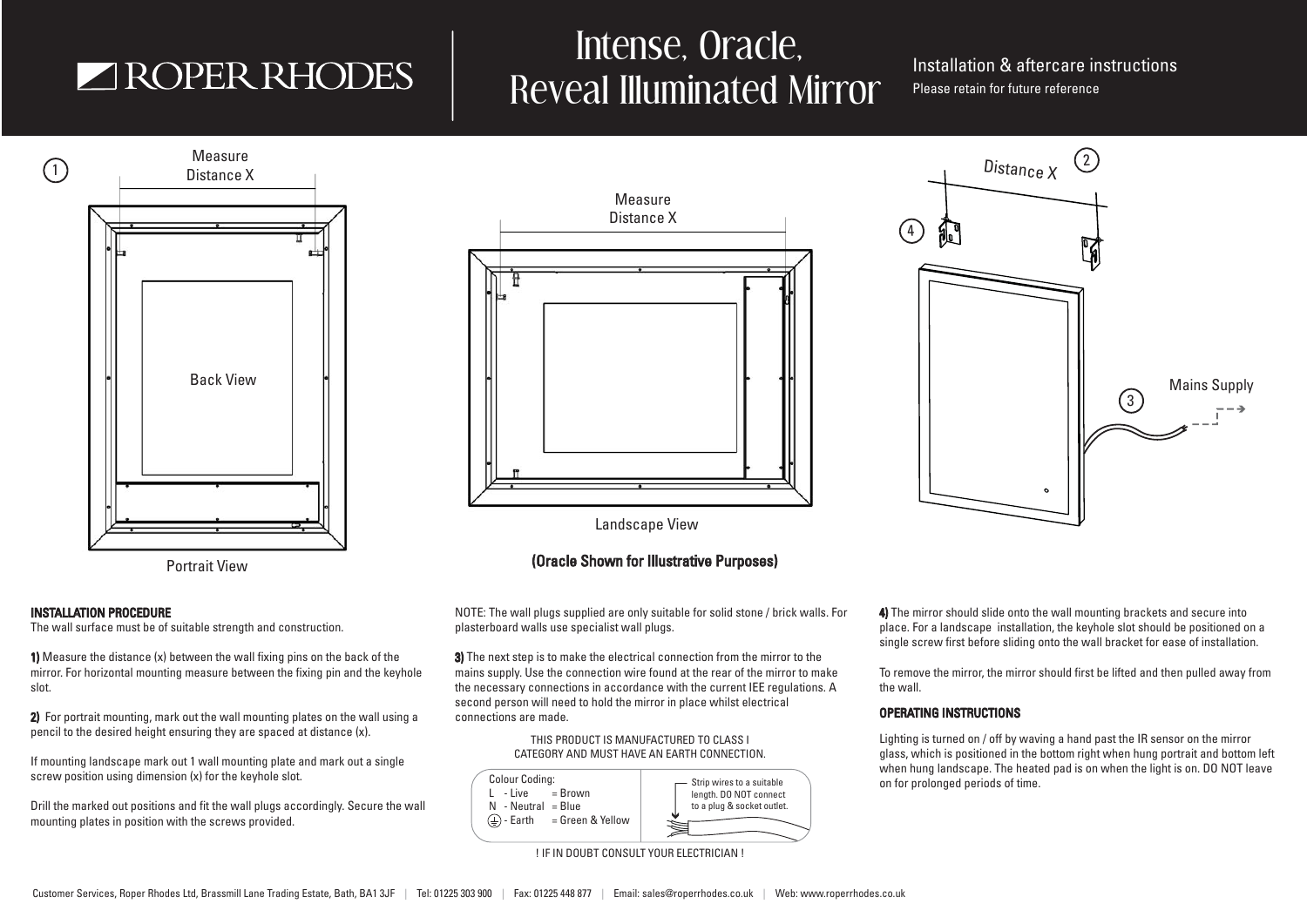ROPER RHODES

# Intense, Oracle, Reveal Illuminated Mirror

Installation & aftercare instructions

Please retain for future reference

1
Measure
Distance X
Back View
Portrait View

Measure
Distance X
Landscape View

**(Oracle Shown for Illustrative Purposes)**

Distance X
2
4
3
Mains Supply

## INSTALLATION PROCEDURE

The wall surface must be of suitable strength and construction.

**1)** Measure the distance (x) between the wall fixing pins on the back of the mirror. For horizontal mounting measure between the fixing pin and the keyhole slot.

**2)** For portrait mounting, mark out the wall mounting plates on the wall using a pencil to the desired height ensuring they are spaced at distance (x).

If mounting landscape mark out 1 wall mounting plate and mark out a single screw position using dimension (x) for the keyhole slot.

Drill the marked out positions and fit the wall plugs accordingly. Secure the wall mounting plates in position with the screws provided.

NOTE: The wall plugs supplied are only suitable for solid stone / brick walls. For plasterboard walls use specialist wall plugs.

**3)** The next step is to make the electrical connection from the mirror to the mains supply. Use the connection wire found at the rear of the mirror to make the necessary connections in accordance with the current IEE regulations. A second person will need to hold the mirror in place whilst electrical connections are made.

THIS PRODUCT IS MANUFACTURED TO CLASS I CATEGORY AND MUST HAVE AN EARTH CONNECTION.

Colour Coding:
L - Live = Brown
N - Neutral = Blue
⏚ - Earth = Green & Yellow

Strip wires to a suitable length. DO NOT connect to a plug & socket outlet.

! IF IN DOUBT CONSULT YOUR ELECTRICIAN !

**4)** The mirror should slide onto the wall mounting brackets and secure into place. For a landscape installation, the keyhole slot should be positioned on a single screw first before sliding onto the wall bracket for ease of installation.

To remove the mirror, the mirror should first be lifted and then pulled away from the wall.

## OPERATING INSTRUCTIONS

Lighting is turned on / off by waving a hand past the IR sensor on the mirror glass, which is positioned in the bottom right when hung portrait and bottom left when hung landscape. The heated pad is on when the light is on. DO NOT leave on for prolonged periods of time.

Customer Services, Roper Rhodes Ltd, Brassmill Lane Trading Estate, Bath, BA1 3JF | Tel: 01225 303 900 | Fax: 01225 448 877 | Email: sales@roperrhodes.co.uk | Web: www.roperrhodes.co.uk